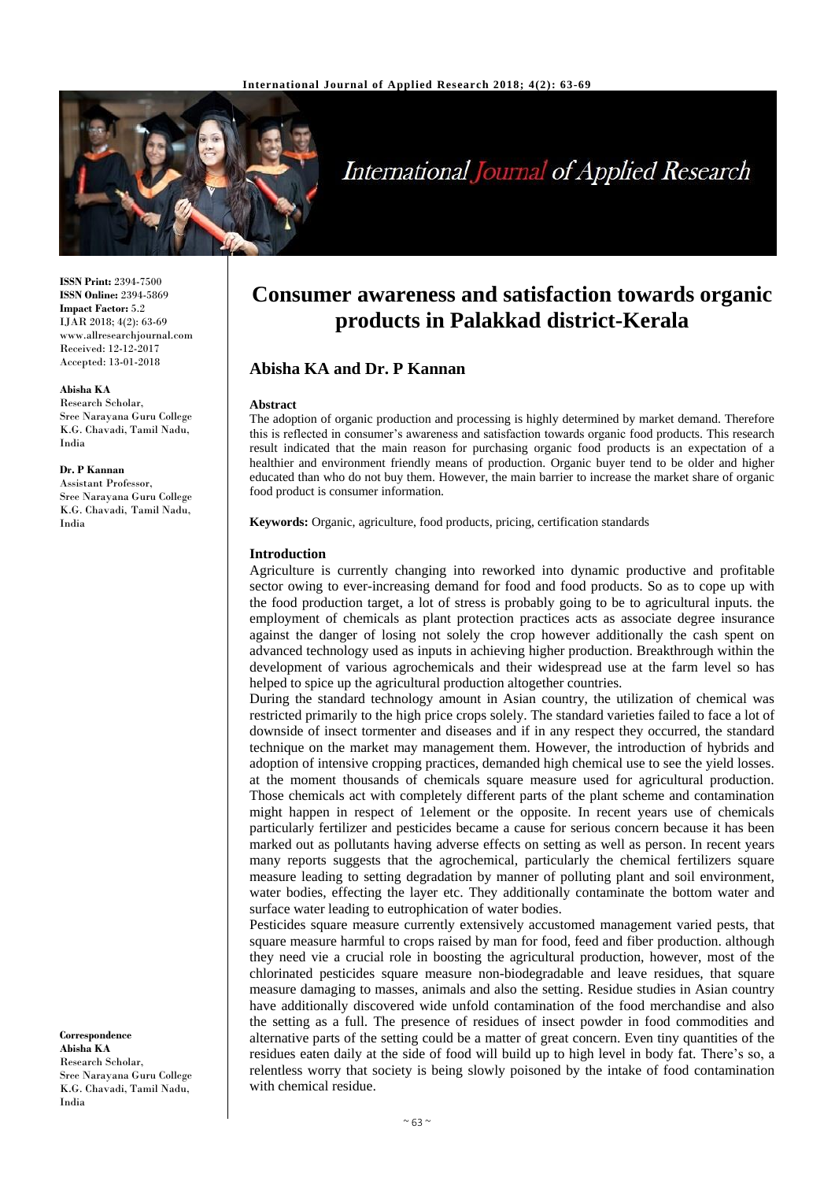# Consumer awareness and satisfaction towards organic products in Palakkad district-Kerala

## Abisha KA and Dr. P Kannan

**ISSN Print:** 2394-7500
**ISSN Online:** 2394-5869
**Impact Factor:** 5.2
IJAR 2018; 4(2): 63-69
www.allresearchjournal.com
Received: 12-12-2017
Accepted: 13-01-2018

**Abisha KA**
Research Scholar,
Sree Narayana Guru College
K.G. Chavadi, Tamil Nadu,
India

**Dr. P Kannan**
Assistant Professor,
Sree Narayana Guru College
K.G. Chavadi, Tamil Nadu,
India

**Correspondence**
**Abisha KA**
Research Scholar,
Sree Narayana Guru College
K.G. Chavadi, Tamil Nadu,
India

### Abstract

The adoption of organic production and processing is highly determined by market demand. Therefore this is reflected in consumer's awareness and satisfaction towards organic food products. This research result indicated that the main reason for purchasing organic food products is an expectation of a healthier and environment friendly means of production. Organic buyer tend to be older and higher educated than who do not buy them. However, the main barrier to increase the market share of organic food product is consumer information.

**Keywords:** Organic, agriculture, food products, pricing, certification standards

### Introduction

Agriculture is currently changing into reworked into dynamic productive and profitable sector owing to ever-increasing demand for food and food products. So as to cope up with the food production target, a lot of stress is probably going to be to agricultural inputs. the employment of chemicals as plant protection practices acts as associate degree insurance against the danger of losing not solely the crop however additionally the cash spent on advanced technology used as inputs in achieving higher production. Breakthrough within the development of various agrochemicals and their widespread use at the farm level so has helped to spice up the agricultural production altogether countries.

During the standard technology amount in Asian country, the utilization of chemical was restricted primarily to the high price crops solely. The standard varieties failed to face a lot of downside of insect tormenter and diseases and if in any respect they occurred, the standard technique on the market may management them. However, the introduction of hybrids and adoption of intensive cropping practices, demanded high chemical use to see the yield losses. at the moment thousands of chemicals square measure used for agricultural production. Those chemicals act with completely different parts of the plant scheme and contamination might happen in respect of 1element or the opposite. In recent years use of chemicals particularly fertilizer and pesticides became a cause for serious concern because it has been marked out as pollutants having adverse effects on setting as well as person. In recent years many reports suggests that the agrochemical, particularly the chemical fertilizers square measure leading to setting degradation by manner of polluting plant and soil environment, water bodies, effecting the layer etc. They additionally contaminate the bottom water and surface water leading to eutrophication of water bodies.

Pesticides square measure currently extensively accustomed management varied pests, that square measure harmful to crops raised by man for food, feed and fiber production. although they need vie a crucial role in boosting the agricultural production, however, most of the chlorinated pesticides square measure non-biodegradable and leave residues, that square measure damaging to masses, animals and also the setting. Residue studies in Asian country have additionally discovered wide unfold contamination of the food merchandise and also the setting as a full. The presence of residues of insect powder in food commodities and alternative parts of the setting could be a matter of great concern. Even tiny quantities of the residues eaten daily at the side of food will build up to high level in body fat. There's so, a relentless worry that society is being slowly poisoned by the intake of food contamination with chemical residue.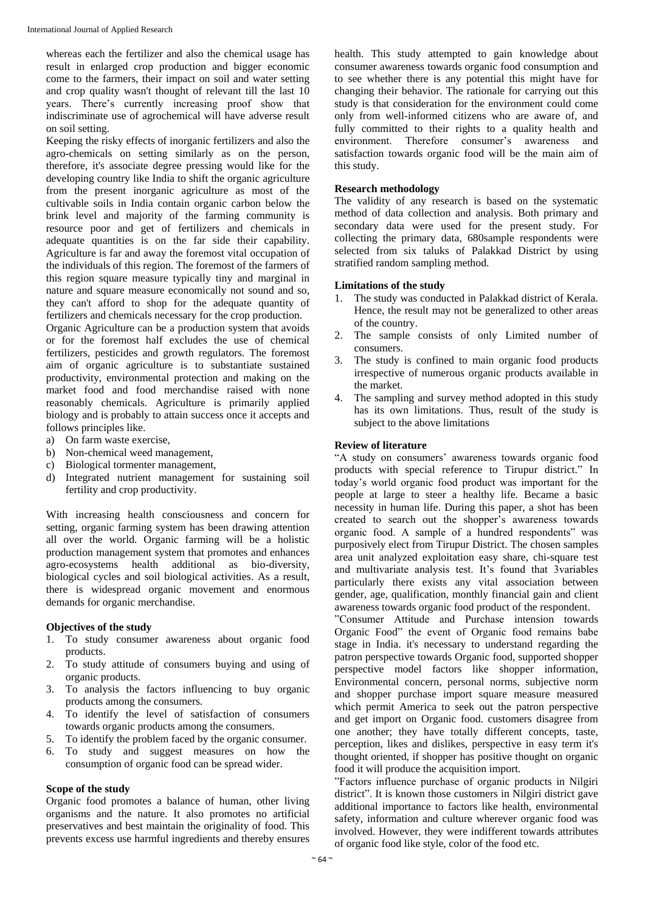whereas each the fertilizer and also the chemical usage has result in enlarged crop production and bigger economic come to the farmers, their impact on soil and water setting and crop quality wasn't thought of relevant till the last 10 years. There's currently increasing proof show that indiscriminate use of agrochemical will have adverse result on soil setting.

Keeping the risky effects of inorganic fertilizers and also the agro-chemicals on setting similarly as on the person, therefore, it's associate degree pressing would like for the developing country like India to shift the organic agriculture from the present inorganic agriculture as most of the cultivable soils in India contain organic carbon below the brink level and majority of the farming community is resource poor and get of fertilizers and chemicals in adequate quantities is on the far side their capability. Agriculture is far and away the foremost vital occupation of the individuals of this region. The foremost of the farmers of this region square measure typically tiny and marginal in nature and square measure economically not sound and so, they can't afford to shop for the adequate quantity of fertilizers and chemicals necessary for the crop production.

Organic Agriculture can be a production system that avoids or for the foremost half excludes the use of chemical fertilizers, pesticides and growth regulators. The foremost aim of organic agriculture is to substantiate sustained productivity, environmental protection and making on the market food and food merchandise raised with none reasonably chemicals. Agriculture is primarily applied biology and is probably to attain success once it accepts and follows principles like.

a) On farm waste exercise,
b) Non-chemical weed management,
c) Biological tormenter management,
d) Integrated nutrient management for sustaining soil fertility and crop productivity.

With increasing health consciousness and concern for setting, organic farming system has been drawing attention all over the world. Organic farming will be a holistic production management system that promotes and enhances agro-ecosystems health additional as bio-diversity, biological cycles and soil biological activities. As a result, there is widespread organic movement and enormous demands for organic merchandise.

**Objectives of the study**

1. To study consumer awareness about organic food products.
2. To study attitude of consumers buying and using of organic products.
3. To analysis the factors influencing to buy organic products among the consumers.
4. To identify the level of satisfaction of consumers towards organic products among the consumers.
5. To identify the problem faced by the organic consumer.
6. To study and suggest measures on how the consumption of organic food can be spread wider.

**Scope of the study**

Organic food promotes a balance of human, other living organisms and the nature. It also promotes no artificial preservatives and best maintain the originality of food. This prevents excess use harmful ingredients and thereby ensures health. This study attempted to gain knowledge about consumer awareness towards organic food consumption and to see whether there is any potential this might have for changing their behavior. The rationale for carrying out this study is that consideration for the environment could come only from well-informed citizens who are aware of, and fully committed to their rights to a quality health and environment. Therefore consumer's awareness and satisfaction towards organic food will be the main aim of this study.

**Research methodology**

The validity of any research is based on the systematic method of data collection and analysis. Both primary and secondary data were used for the present study. For collecting the primary data, 680sample respondents were selected from six taluks of Palakkad District by using stratified random sampling method.

**Limitations of the study**

1. The study was conducted in Palakkad district of Kerala. Hence, the result may not be generalized to other areas of the country.
2. The sample consists of only Limited number of consumers.
3. The study is confined to main organic food products irrespective of numerous organic products available in the market.
4. The sampling and survey method adopted in this study has its own limitations. Thus, result of the study is subject to the above limitations

**Review of literature**

"A study on consumers' awareness towards organic food products with special reference to Tirupur district." In today's world organic food product was important for the people at large to steer a healthy life. Became a basic necessity in human life. During this paper, a shot has been created to search out the shopper's awareness towards organic food. A sample of a hundred respondents" was purposively elect from Tirupur District. The chosen samples area unit analyzed exploitation easy share, chi-square test and multivariate analysis test. It's found that 3variables particularly there exists any vital association between gender, age, qualification, monthly financial gain and client awareness towards organic food product of the respondent.

"Consumer Attitude and Purchase intension towards Organic Food" the event of Organic food remains babe stage in India. it's necessary to understand regarding the patron perspective towards Organic food, supported shopper perspective model factors like shopper information, Environmental concern, personal norms, subjective norm and shopper purchase import square measure measured which permit America to seek out the patron perspective and get import on Organic food. customers disagree from one another; they have totally different concepts, taste, perception, likes and dislikes, perspective in easy term it's thought oriented, if shopper has positive thought on organic food it will produce the acquisition import.

"Factors influence purchase of organic products in Nilgiri district". It is known those customers in Nilgiri district gave additional importance to factors like health, environmental safety, information and culture wherever organic food was involved. However, they were indifferent towards attributes of organic food like style, color of the food etc.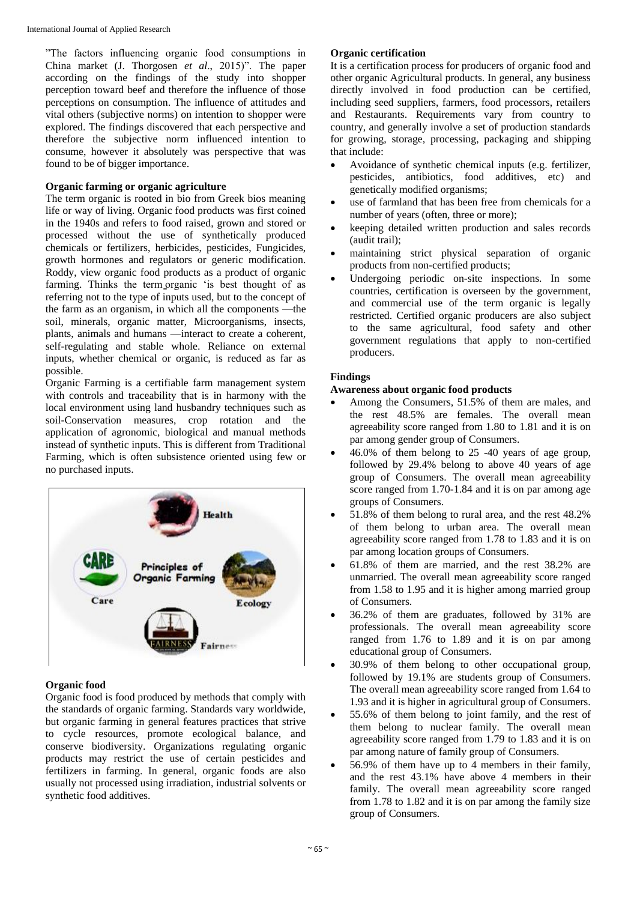"The factors influencing organic food consumptions in China market (J. Thorgosen *et al*., 2015)". The paper according on the findings of the study into shopper perception toward beef and therefore the influence of those perceptions on consumption. The influence of attitudes and vital others (subjective norms) on intention to shopper were explored. The findings discovered that each perspective and therefore the subjective norm influenced intention to consume, however it absolutely was perspective that was found to be of bigger importance.

**Organic farming or organic agriculture**

The term organic is rooted in bio from Greek bios meaning life or way of living. Organic food products was first coined in the 1940s and refers to food raised, grown and stored or processed without the use of synthetically produced chemicals or fertilizers, herbicides, pesticides, Fungicides, growth hormones and regulators or generic modification. Roddy, view organic food products as a product of organic farming. Thinks the term organic 'is best thought of as referring not to the type of inputs used, but to the concept of the farm as an organism, in which all the components —the soil, minerals, organic matter, Microorganisms, insects, plants, animals and humans —interact to create a coherent, self-regulating and stable whole. Reliance on external inputs, whether chemical or organic, is reduced as far as possible.

Organic Farming is a certifiable farm management system with controls and traceability that is in harmony with the local environment using land husbandry techniques such as soil-Conservation measures, crop rotation and the application of agronomic, biological and manual methods instead of synthetic inputs. This is different from Traditional Farming, which is often subsistence oriented using few or no purchased inputs.

**Organic food**

Organic food is food produced by methods that comply with the standards of organic farming. Standards vary worldwide, but organic farming in general features practices that strive to cycle resources, promote ecological balance, and conserve biodiversity. Organizations regulating organic products may restrict the use of certain pesticides and fertilizers in farming. In general, organic foods are also usually not processed using irradiation, industrial solvents or synthetic food additives.

**Organic certification**

It is a certification process for producers of organic food and other organic Agricultural products. In general, any business directly involved in food production can be certified, including seed suppliers, farmers, food processors, retailers and Restaurants. Requirements vary from country to country, and generally involve a set of production standards for growing, storage, processing, packaging and shipping that include:

- Avoidance of synthetic chemical inputs (e.g. fertilizer, pesticides, antibiotics, food additives, etc) and genetically modified organisms;
- use of farmland that has been free from chemicals for a number of years (often, three or more);
- keeping detailed written production and sales records (audit trail);
- maintaining strict physical separation of organic products from non-certified products;
- Undergoing periodic on-site inspections. In some countries, certification is overseen by the government, and commercial use of the term organic is legally restricted. Certified organic producers are also subject to the same agricultural, food safety and other government regulations that apply to non-certified producers.

**Findings**

**Awareness about organic food products**

- Among the Consumers, 51.5% of them are males, and the rest 48.5% are females. The overall mean agreeability score ranged from 1.80 to 1.81 and it is on par among gender group of Consumers.
- 46.0% of them belong to 25 -40 years of age group, followed by 29.4% belong to above 40 years of age group of Consumers. The overall mean agreeability score ranged from 1.70-1.84 and it is on par among age groups of Consumers.
- 51.8% of them belong to rural area, and the rest 48.2% of them belong to urban area. The overall mean agreeability score ranged from 1.78 to 1.83 and it is on par among location groups of Consumers.
- 61.8% of them are married, and the rest 38.2% are unmarried. The overall mean agreeability score ranged from 1.58 to 1.95 and it is higher among married group of Consumers.
- 36.2% of them are graduates, followed by 31% are professionals. The overall mean agreeability score ranged from 1.76 to 1.89 and it is on par among educational group of Consumers.
- 30.9% of them belong to other occupational group, followed by 19.1% are students group of Consumers. The overall mean agreeability score ranged from 1.64 to 1.93 and it is higher in agricultural group of Consumers.
- 55.6% of them belong to joint family, and the rest of them belong to nuclear family. The overall mean agreeability score ranged from 1.79 to 1.83 and it is on par among nature of family group of Consumers.
- 56.9% of them have up to 4 members in their family, and the rest 43.1% have above 4 members in their family. The overall mean agreeability score ranged from 1.78 to 1.82 and it is on par among the family size group of Consumers.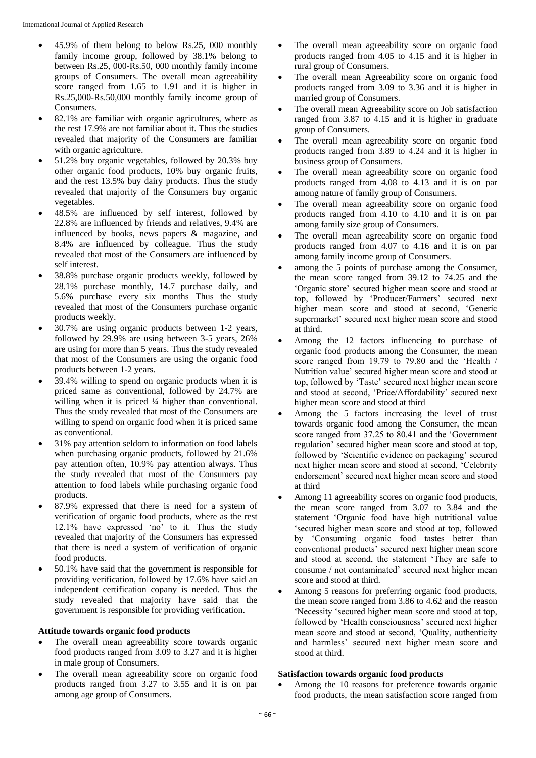- 45.9% of them belong to below Rs.25, 000 monthly family income group, followed by 38.1% belong to between Rs.25, 000-Rs.50, 000 monthly family income groups of Consumers. The overall mean agreeability score ranged from 1.65 to 1.91 and it is higher in Rs.25,000-Rs.50,000 monthly family income group of Consumers.
- 82.1% are familiar with organic agricultures, where as the rest 17.9% are not familiar about it. Thus the studies revealed that majority of the Consumers are familiar with organic agriculture.
- 51.2% buy organic vegetables, followed by 20.3% buy other organic food products, 10% buy organic fruits, and the rest 13.5% buy dairy products. Thus the study revealed that majority of the Consumers buy organic vegetables.
- 48.5% are influenced by self interest, followed by 22.8% are influenced by friends and relatives, 9.4% are influenced by books, news papers & magazine, and 8.4% are influenced by colleague. Thus the study revealed that most of the Consumers are influenced by self interest.
- 38.8% purchase organic products weekly, followed by 28.1% purchase monthly, 14.7 purchase daily, and 5.6% purchase every six months Thus the study revealed that most of the Consumers purchase organic products weekly.
- 30.7% are using organic products between 1-2 years, followed by 29.9% are using between 3-5 years, 26% are using for more than 5 years. Thus the study revealed that most of the Consumers are using the organic food products between 1-2 years.
- 39.4% willing to spend on organic products when it is priced same as conventional, followed by 24.7% are willing when it is priced ¼ higher than conventional. Thus the study revealed that most of the Consumers are willing to spend on organic food when it is priced same as conventional.
- 31% pay attention seldom to information on food labels when purchasing organic products, followed by 21.6% pay attention often, 10.9% pay attention always. Thus the study revealed that most of the Consumers pay attention to food labels while purchasing organic food products.
- 87.9% expressed that there is need for a system of verification of organic food products, where as the rest 12.1% have expressed 'no' to it. Thus the study revealed that majority of the Consumers has expressed that there is need a system of verification of organic food products.
- 50.1% have said that the government is responsible for providing verification, followed by 17.6% have said an independent certification copany is needed. Thus the study revealed that majority have said that the government is responsible for providing verification.

**Attitude towards organic food products**

- The overall mean agreeability score towards organic food products ranged from 3.09 to 3.27 and it is higher in male group of Consumers.
- The overall mean agreeability score on organic food products ranged from 3.27 to 3.55 and it is on par among age group of Consumers.
- The overall mean agreeability score on organic food products ranged from 4.05 to 4.15 and it is higher in rural group of Consumers.
- The overall mean Agreeability score on organic food products ranged from 3.09 to 3.36 and it is higher in married group of Consumers.
- The overall mean Agreeability score on Job satisfaction ranged from 3.87 to 4.15 and it is higher in graduate group of Consumers.
- The overall mean agreeability score on organic food products ranged from 3.89 to 4.24 and it is higher in business group of Consumers.
- The overall mean agreeability score on organic food products ranged from 4.08 to 4.13 and it is on par among nature of family group of Consumers.
- The overall mean agreeability score on organic food products ranged from 4.10 to 4.10 and it is on par among family size group of Consumers.
- The overall mean agreeability score on organic food products ranged from 4.07 to 4.16 and it is on par among family income group of Consumers.
- among the 5 points of purchase among the Consumer, the mean score ranged from 39.12 to 74.25 and the 'Organic store' secured higher mean score and stood at top, followed by 'Producer/Farmers' secured next higher mean score and stood at second, 'Generic supermarket' secured next higher mean score and stood at third.
- Among the 12 factors influencing to purchase of organic food products among the Consumer, the mean score ranged from 19.79 to 79.80 and the 'Health / Nutrition value' secured higher mean score and stood at top, followed by 'Taste' secured next higher mean score and stood at second, 'Price/Affordability' secured next higher mean score and stood at third
- Among the 5 factors increasing the level of trust towards organic food among the Consumer, the mean score ranged from 37.25 to 80.41 and the 'Government regulation' secured higher mean score and stood at top, followed by 'Scientific evidence on packaging' secured next higher mean score and stood at second, 'Celebrity endorsement' secured next higher mean score and stood at third
- Among 11 agreeability scores on organic food products, the mean score ranged from 3.07 to 3.84 and the statement 'Organic food have high nutritional value 'secured higher mean score and stood at top, followed by 'Consuming organic food tastes better than conventional products' secured next higher mean score and stood at second, the statement 'They are safe to consume / not contaminated' secured next higher mean score and stood at third.
- Among 5 reasons for preferring organic food products, the mean score ranged from 3.86 to 4.62 and the reason 'Necessity 'secured higher mean score and stood at top, followed by 'Health consciousness' secured next higher mean score and stood at second, 'Quality, authenticity and harmless' secured next higher mean score and stood at third.

**Satisfaction towards organic food products**

- Among the 10 reasons for preference towards organic food products, the mean satisfaction score ranged from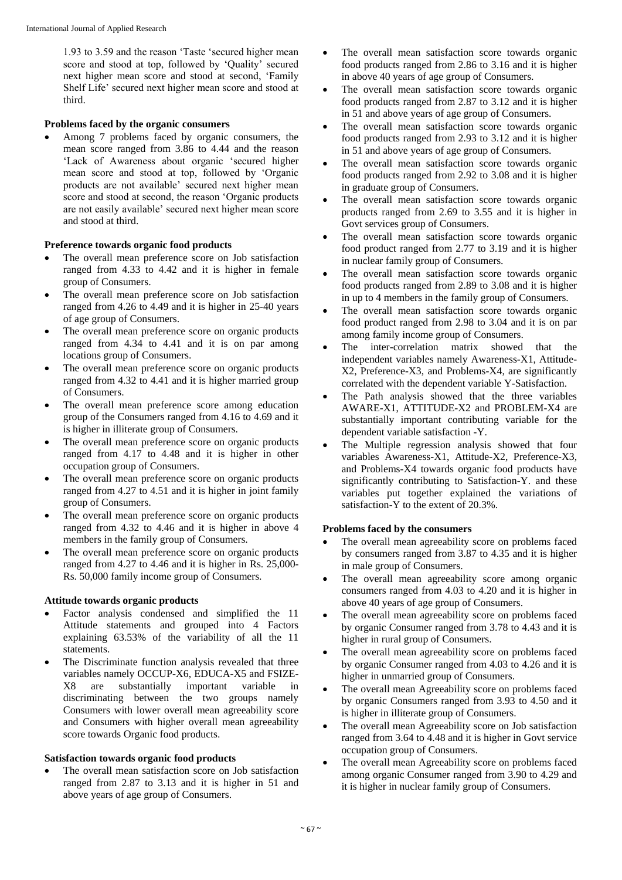1.93 to 3.59 and the reason 'Taste 'secured higher mean score and stood at top, followed by 'Quality' secured next higher mean score and stood at second, 'Family Shelf Life' secured next higher mean score and stood at third.

### Problems faced by the organic consumers

- Among 7 problems faced by organic consumers, the mean score ranged from 3.86 to 4.44 and the reason 'Lack of Awareness about organic 'secured higher mean score and stood at top, followed by 'Organic products are not available' secured next higher mean score and stood at second, the reason 'Organic products are not easily available' secured next higher mean score and stood at third.

### Preference towards organic food products

- The overall mean preference score on Job satisfaction ranged from 4.33 to 4.42 and it is higher in female group of Consumers.
- The overall mean preference score on Job satisfaction ranged from 4.26 to 4.49 and it is higher in 25-40 years of age group of Consumers.
- The overall mean preference score on organic products ranged from 4.34 to 4.41 and it is on par among locations group of Consumers.
- The overall mean preference score on organic products ranged from 4.32 to 4.41 and it is higher married group of Consumers.
- The overall mean preference score among education group of the Consumers ranged from 4.16 to 4.69 and it is higher in illiterate group of Consumers.
- The overall mean preference score on organic products ranged from 4.17 to 4.48 and it is higher in other occupation group of Consumers.
- The overall mean preference score on organic products ranged from 4.27 to 4.51 and it is higher in joint family group of Consumers.
- The overall mean preference score on organic products ranged from 4.32 to 4.46 and it is higher in above 4 members in the family group of Consumers.
- The overall mean preference score on organic products ranged from 4.27 to 4.46 and it is higher in Rs. 25,000-Rs. 50,000 family income group of Consumers.

### Attitude towards organic products

- Factor analysis condensed and simplified the 11 Attitude statements and grouped into 4 Factors explaining 63.53% of the variability of all the 11 statements.
- The Discriminate function analysis revealed that three variables namely OCCUP-X6, EDUCA-X5 and FSIZE-X8 are substantially important variable in discriminating between the two groups namely Consumers with lower overall mean agreeability score and Consumers with higher overall mean agreeability score towards Organic food products.

### Satisfaction towards organic food products

- The overall mean satisfaction score on Job satisfaction ranged from 2.87 to 3.13 and it is higher in 51 and above years of age group of Consumers.
- The overall mean satisfaction score towards organic food products ranged from 2.86 to 3.16 and it is higher in above 40 years of age group of Consumers.
- The overall mean satisfaction score towards organic food products ranged from 2.87 to 3.12 and it is higher in 51 and above years of age group of Consumers.
- The overall mean satisfaction score towards organic food products ranged from 2.93 to 3.12 and it is higher in 51 and above years of age group of Consumers.
- The overall mean satisfaction score towards organic food products ranged from 2.92 to 3.08 and it is higher in graduate group of Consumers.
- The overall mean satisfaction score towards organic products ranged from 2.69 to 3.55 and it is higher in Govt services group of Consumers.
- The overall mean satisfaction score towards organic food product ranged from 2.77 to 3.19 and it is higher in nuclear family group of Consumers.
- The overall mean satisfaction score towards organic food products ranged from 2.89 to 3.08 and it is higher in up to 4 members in the family group of Consumers.
- The overall mean satisfaction score towards organic food product ranged from 2.98 to 3.04 and it is on par among family income group of Consumers.
- The inter-correlation matrix showed that the independent variables namely Awareness-X1, Attitude-X2, Preference-X3, and Problems-X4, are significantly correlated with the dependent variable Y-Satisfaction.
- The Path analysis showed that the three variables AWARE-X1, ATTITUDE-X2 and PROBLEM-X4 are substantially important contributing variable for the dependent variable satisfaction -Y.
- The Multiple regression analysis showed that four variables Awareness-X1, Attitude-X2, Preference-X3, and Problems-X4 towards organic food products have significantly contributing to Satisfaction-Y. and these variables put together explained the variations of satisfaction-Y to the extent of 20.3%.

### Problems faced by the consumers

- The overall mean agreeability score on problems faced by consumers ranged from 3.87 to 4.35 and it is higher in male group of Consumers.
- The overall mean agreeability score among organic consumers ranged from 4.03 to 4.20 and it is higher in above 40 years of age group of Consumers.
- The overall mean agreeability score on problems faced by organic Consumer ranged from 3.78 to 4.43 and it is higher in rural group of Consumers.
- The overall mean agreeability score on problems faced by organic Consumer ranged from 4.03 to 4.26 and it is higher in unmarried group of Consumers.
- The overall mean Agreeability score on problems faced by organic Consumers ranged from 3.93 to 4.50 and it is higher in illiterate group of Consumers.
- The overall mean Agreeability score on Job satisfaction ranged from 3.64 to 4.48 and it is higher in Govt service occupation group of Consumers.
- The overall mean Agreeability score on problems faced among organic Consumer ranged from 3.90 to 4.29 and it is higher in nuclear family group of Consumers.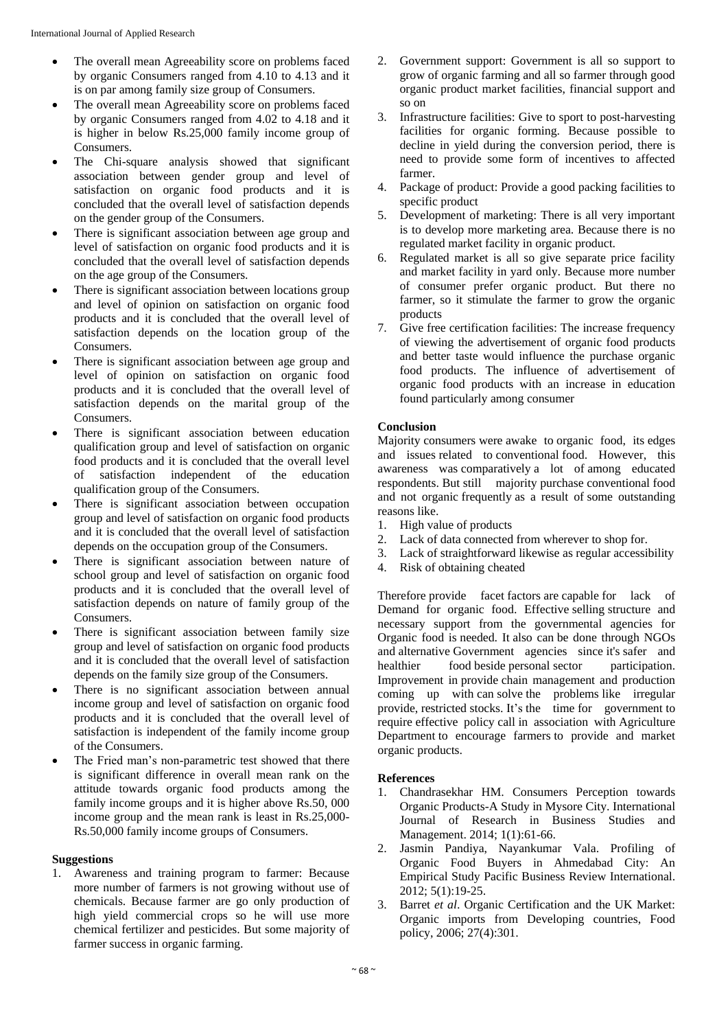- The overall mean Agreeability score on problems faced by organic Consumers ranged from 4.10 to 4.13 and it is on par among family size group of Consumers.
- The overall mean Agreeability score on problems faced by organic Consumers ranged from 4.02 to 4.18 and it is higher in below Rs.25,000 family income group of Consumers.
- The Chi-square analysis showed that significant association between gender group and level of satisfaction on organic food products and it is concluded that the overall level of satisfaction depends on the gender group of the Consumers.
- There is significant association between age group and level of satisfaction on organic food products and it is concluded that the overall level of satisfaction depends on the age group of the Consumers.
- There is significant association between locations group and level of opinion on satisfaction on organic food products and it is concluded that the overall level of satisfaction depends on the location group of the Consumers.
- There is significant association between age group and level of opinion on satisfaction on organic food products and it is concluded that the overall level of satisfaction depends on the marital group of the Consumers.
- There is significant association between education qualification group and level of satisfaction on organic food products and it is concluded that the overall level of satisfaction independent of the education qualification group of the Consumers.
- There is significant association between occupation group and level of satisfaction on organic food products and it is concluded that the overall level of satisfaction depends on the occupation group of the Consumers.
- There is significant association between nature of school group and level of satisfaction on organic food products and it is concluded that the overall level of satisfaction depends on nature of family group of the Consumers.
- There is significant association between family size group and level of satisfaction on organic food products and it is concluded that the overall level of satisfaction depends on the family size group of the Consumers.
- There is no significant association between annual income group and level of satisfaction on organic food products and it is concluded that the overall level of satisfaction is independent of the family income group of the Consumers.
- The Fried man's non-parametric test showed that there is significant difference in overall mean rank on the attitude towards organic food products among the family income groups and it is higher above Rs.50, 000 income group and the mean rank is least in Rs.25,000-Rs.50,000 family income groups of Consumers.

## Suggestions

1. Awareness and training program to farmer: Because more number of farmers is not growing without use of chemicals. Because farmer are go only production of high yield commercial crops so he will use more chemical fertilizer and pesticides. But some majority of farmer success in organic farming.
2. Government support: Government is all so support to grow of organic farming and all so farmer through good organic product market facilities, financial support and so on
3. Infrastructure facilities: Give to sport to post-harvesting facilities for organic forming. Because possible to decline in yield during the conversion period, there is need to provide some form of incentives to affected farmer.
4. Package of product: Provide a good packing facilities to specific product
5. Development of marketing: There is all very important is to develop more marketing area. Because there is no regulated market facility in organic product.
6. Regulated market is all so give separate price facility and market facility in yard only. Because more number of consumer prefer organic product. But there no farmer, so it stimulate the farmer to grow the organic products
7. Give free certification facilities: The increase frequency of viewing the advertisement of organic food products and better taste would influence the purchase organic food products. The influence of advertisement of organic food products with an increase in education found particularly among consumer

## Conclusion

Majority consumers were awake to organic food, its edges and issues related to conventional food. However, this awareness was comparatively a lot of among educated respondents. But still majority purchase conventional food and not organic frequently as a result of some outstanding reasons like.

1. High value of products
2. Lack of data connected from wherever to shop for.
3. Lack of straightforward likewise as regular accessibility
4. Risk of obtaining cheated

Therefore provide facet factors are capable for lack of Demand for organic food. Effective selling structure and necessary support from the governmental agencies for Organic food is needed. It also can be done through NGOs and alternative Government agencies since it's safer and healthier food beside personal sector participation. Improvement in provide chain management and production coming up with can solve the problems like irregular provide, restricted stocks. It's the time for government to require effective policy call in association with Agriculture Department to encourage farmers to provide and market organic products.

## References

1. Chandrasekhar HM. Consumers Perception towards Organic Products-A Study in Mysore City. International Journal of Research in Business Studies and Management. 2014; 1(1):61-66.
2. Jasmin Pandiya, Nayankumar Vala. Profiling of Organic Food Buyers in Ahmedabad City: An Empirical Study Pacific Business Review International. 2012; 5(1):19-25.
3. Barret *et al*. Organic Certification and the UK Market: Organic imports from Developing countries, Food policy, 2006; 27(4):301.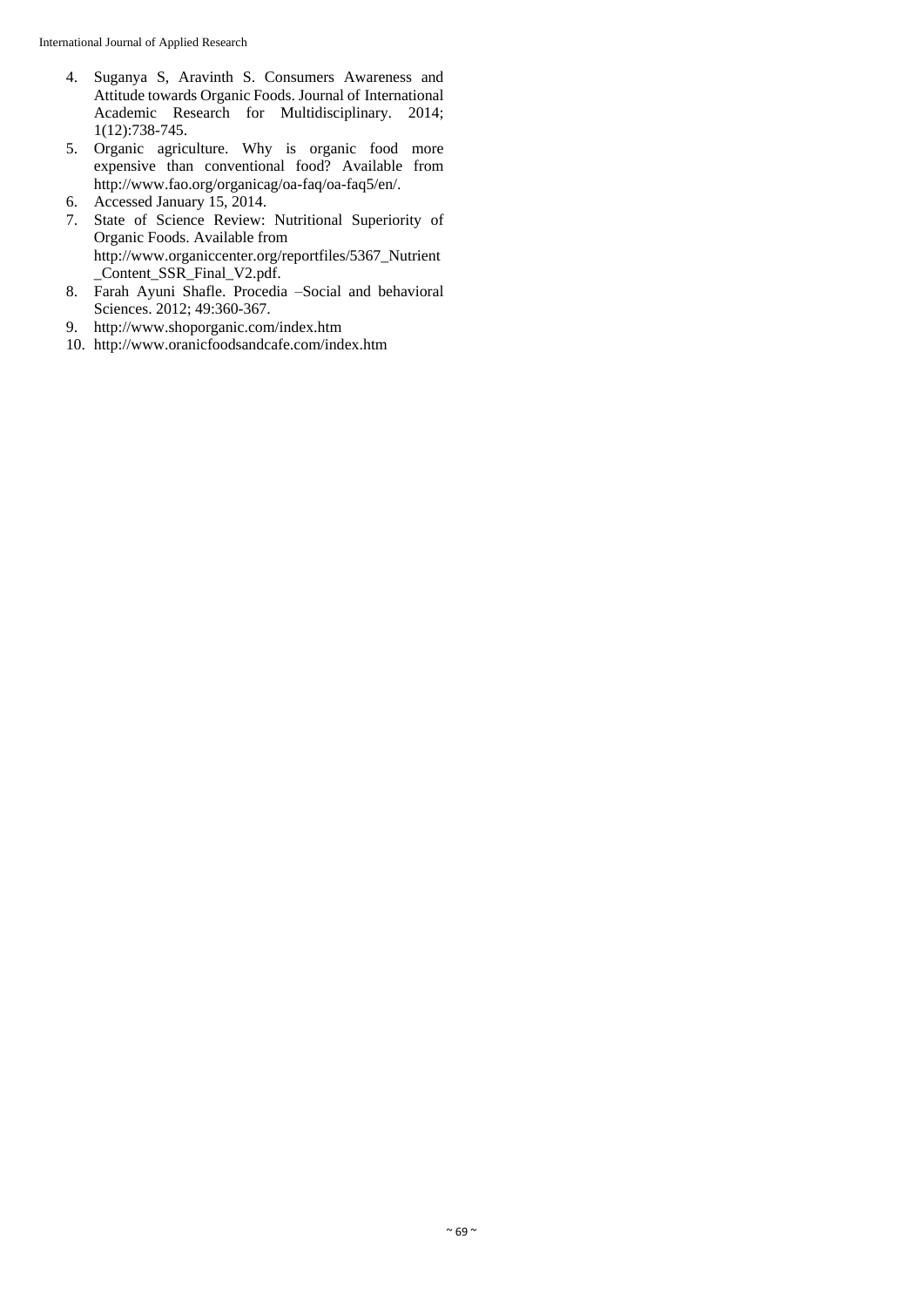4. Suganya S, Aravinth S. Consumers Awareness and Attitude towards Organic Foods. Journal of International Academic Research for Multidisciplinary. 2014; 1(12):738-745.
5. Organic agriculture. Why is organic food more expensive than conventional food? Available from http://www.fao.org/organicag/oa-faq/oa-faq5/en/.
6. Accessed January 15, 2014.
7. State of Science Review: Nutritional Superiority of Organic Foods. Available from http://www.organiccenter.org/reportfiles/5367_Nutrient_Content_SSR_Final_V2.pdf.
8. Farah Ayuni Shafle. Procedia –Social and behavioral Sciences. 2012; 49:360-367.
9. http://www.shoporganic.com/index.htm
10. http://www.oranicfoodsandcafe.com/index.htm